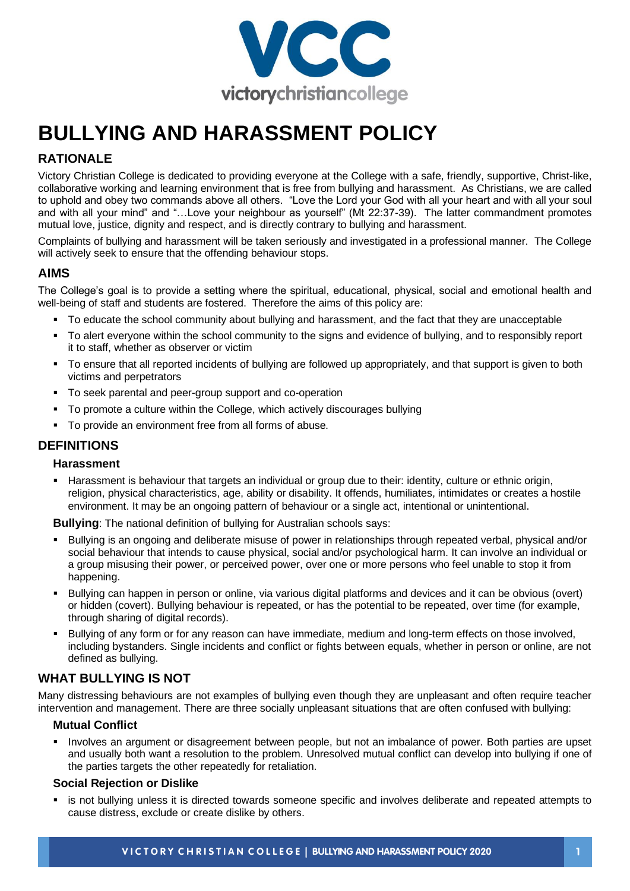# BULLYING AND HARASSMENT POLICY

## RATIONALE

Victory Christian College is dedicated to providing everyone at the College with a safe, friendly, supportive, Christ-like, collaborative working and learning environment that is free from bullying and harassment. As Christians, we are called to uphold and obey two commands above all others. "Love the Lord your God with all your heart and with all your soul and with all your mind" and "…Love your neighbour as yourself" (Mt 22:37-39). The latter commandment promotes mutual love, justice, dignity and respect, and is directly contrary to bullying and harassment.

Complaints of bullying and harassment will be taken seriously and investigated in a professional manner. The College will actively seek to ensure that the offending behaviour stops.

## AIMS

The College's goal is to provide a setting where the spiritual, educational, physical, social and emotional health and well-being of staff and students are fostered. Therefore the aims of this policy are:

- To educate the school community about bullying and harassment, and the fact that they are unacceptable
- To alert everyone within the school community to the signs and evidence of bullying, and to responsibly report it to staff, whether as observer or victim
- To ensure that all reported incidents of bullying are followed up appropriately, and that support is given to both victims and perpetrators
- To seek parental and peer-group support and co-operation
- To promote a culture within the College, which actively discourages bullying
- To provide an environment free from all forms of abuse.

## DEFINITIONS

### Harassment

- Harassment is behaviour that targets an individual or group due to their: identity, culture or ethnic origin, religion, physical characteristics, age, ability or disability. It offends, humiliates, intimidates or creates a hostile environment. It may be an ongoing pattern of behaviour or a single act, intentional or unintentional.

**Bullying**: The national definition of bullying for Australian schools says:

- Bullying is an ongoing and deliberate misuse of power in relationships through repeated verbal, physical and/or social behaviour that intends to cause physical, social and/or psychological harm. It can involve an individual or a group misusing their power, or perceived power, over one or more persons who feel unable to stop it from happening.
- Bullying can happen in person or online, via various digital platforms and devices and it can be obvious (overt) or hidden (covert). Bullying behaviour is repeated, or has the potential to be repeated, over time (for example, through sharing of digital records).
- Bullying of any form or for any reason can have immediate, medium and long-term effects on those involved, including bystanders. Single incidents and conflict or fights between equals, whether in person or online, are not defined as bullying.

## WHAT BULLYING IS NOT

Many distressing behaviours are not examples of bullying even though they are unpleasant and often require teacher intervention and management. There are three socially unpleasant situations that are often confused with bullying:

### Mutual Conflict

- Involves an argument or disagreement between people, but not an imbalance of power. Both parties are upset and usually both want a resolution to the problem. Unresolved mutual conflict can develop into bullying if one of the parties targets the other repeatedly for retaliation.

### Social Rejection or Dislike

- is not bullying unless it is directed towards someone specific and involves deliberate and repeated attempts to cause distress, exclude or create dislike by others.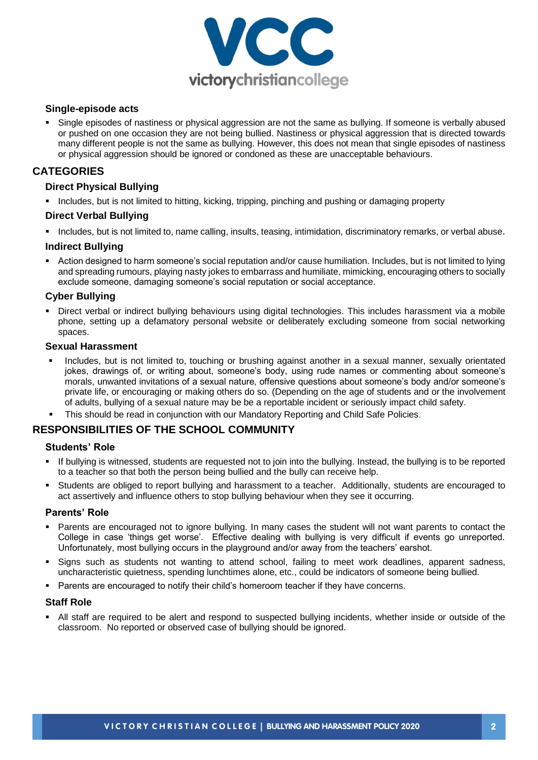### Single-episode acts

- Single episodes of nastiness or physical aggression are not the same as bullying. If someone is verbally abused or pushed on one occasion they are not being bullied. Nastiness or physical aggression that is directed towards many different people is not the same as bullying. However, this does not mean that single episodes of nastiness or physical aggression should be ignored or condoned as these are unacceptable behaviours.

## CATEGORIES

### Direct Physical Bullying

- Includes, but is not limited to hitting, kicking, tripping, pinching and pushing or damaging property

### Direct Verbal Bullying

- Includes, but is not limited to, name calling, insults, teasing, intimidation, discriminatory remarks, or verbal abuse.

### Indirect Bullying

- Action designed to harm someone's social reputation and/or cause humiliation. Includes, but is not limited to lying and spreading rumours, playing nasty jokes to embarrass and humiliate, mimicking, encouraging others to socially exclude someone, damaging someone's social reputation or social acceptance.

### Cyber Bullying

- Direct verbal or indirect bullying behaviours using digital technologies. This includes harassment via a mobile phone, setting up a defamatory personal website or deliberately excluding someone from social networking spaces.

### Sexual Harassment

- Includes, but is not limited to, touching or brushing against another in a sexual manner, sexually orientated jokes, drawings of, or writing about, someone's body, using rude names or commenting about someone's morals, unwanted invitations of a sexual nature, offensive questions about someone's body and/or someone's private life, or encouraging or making others do so. (Depending on the age of students and or the involvement of adults, bullying of a sexual nature may be be a reportable incident or seriously impact child safety.
- This should be read in conjunction with our Mandatory Reporting and Child Safe Policies.

## RESPONSIBILITIES OF THE SCHOOL COMMUNITY

### Students' Role

- If bullying is witnessed, students are requested not to join into the bullying. Instead, the bullying is to be reported to a teacher so that both the person being bullied and the bully can receive help.
- Students are obliged to report bullying and harassment to a teacher. Additionally, students are encouraged to act assertively and influence others to stop bullying behaviour when they see it occurring.

### Parents' Role

- Parents are encouraged not to ignore bullying. In many cases the student will not want parents to contact the College in case 'things get worse'. Effective dealing with bullying is very difficult if events go unreported. Unfortunately, most bullying occurs in the playground and/or away from the teachers' earshot.
- Signs such as students not wanting to attend school, failing to meet work deadlines, apparent sadness, uncharacteristic quietness, spending lunchtimes alone, etc., could be indicators of someone being bullied.
- Parents are encouraged to notify their child's homeroom teacher if they have concerns.

### Staff Role

- All staff are required to be alert and respond to suspected bullying incidents, whether inside or outside of the classroom. No reported or observed case of bullying should be ignored.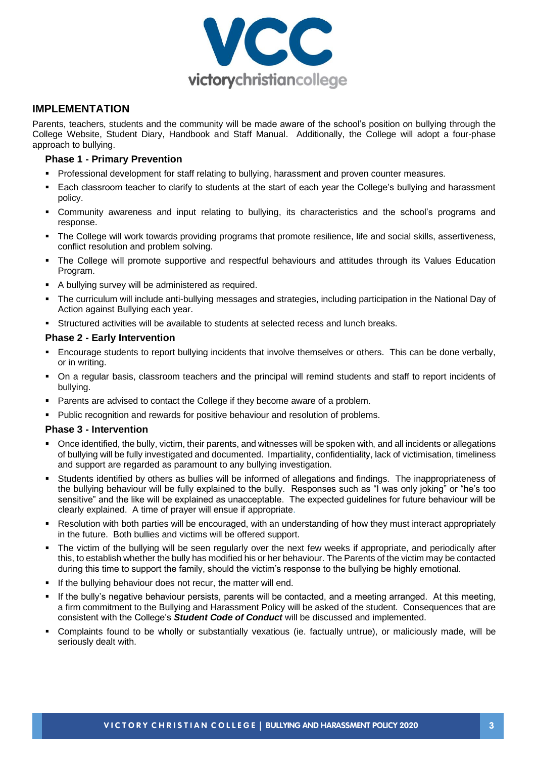## IMPLEMENTATION

Parents, teachers, students and the community will be made aware of the school's position on bullying through the College Website, Student Diary, Handbook and Staff Manual. Additionally, the College will adopt a four-phase approach to bullying.

### Phase 1 - Primary Prevention

- Professional development for staff relating to bullying, harassment and proven counter measures.
- Each classroom teacher to clarify to students at the start of each year the College's bullying and harassment policy.
- Community awareness and input relating to bullying, its characteristics and the school's programs and response.
- The College will work towards providing programs that promote resilience, life and social skills, assertiveness, conflict resolution and problem solving.
- The College will promote supportive and respectful behaviours and attitudes through its Values Education Program.
- A bullying survey will be administered as required.
- The curriculum will include anti-bullying messages and strategies, including participation in the National Day of Action against Bullying each year.
- Structured activities will be available to students at selected recess and lunch breaks.

### Phase 2 - Early Intervention

- Encourage students to report bullying incidents that involve themselves or others. This can be done verbally, or in writing.
- On a regular basis, classroom teachers and the principal will remind students and staff to report incidents of bullying.
- Parents are advised to contact the College if they become aware of a problem.
- Public recognition and rewards for positive behaviour and resolution of problems.

### Phase 3 - Intervention

- Once identified, the bully, victim, their parents, and witnesses will be spoken with, and all incidents or allegations of bullying will be fully investigated and documented. Impartiality, confidentiality, lack of victimisation, timeliness and support are regarded as paramount to any bullying investigation.
- Students identified by others as bullies will be informed of allegations and findings. The inappropriateness of the bullying behaviour will be fully explained to the bully. Responses such as "I was only joking" or "he's too sensitive" and the like will be explained as unacceptable. The expected guidelines for future behaviour will be clearly explained. A time of prayer will ensue if appropriate.
- Resolution with both parties will be encouraged, with an understanding of how they must interact appropriately in the future. Both bullies and victims will be offered support.
- The victim of the bullying will be seen regularly over the next few weeks if appropriate, and periodically after this, to establish whether the bully has modified his or her behaviour. The Parents of the victim may be contacted during this time to support the family, should the victim's response to the bullying be highly emotional.
- If the bullying behaviour does not recur, the matter will end.
- If the bully's negative behaviour persists, parents will be contacted, and a meeting arranged. At this meeting, a firm commitment to the Bullying and Harassment Policy will be asked of the student. Consequences that are consistent with the College's ***Student Code of Conduct*** will be discussed and implemented.
- Complaints found to be wholly or substantially vexatious (ie. factually untrue), or maliciously made, will be seriously dealt with.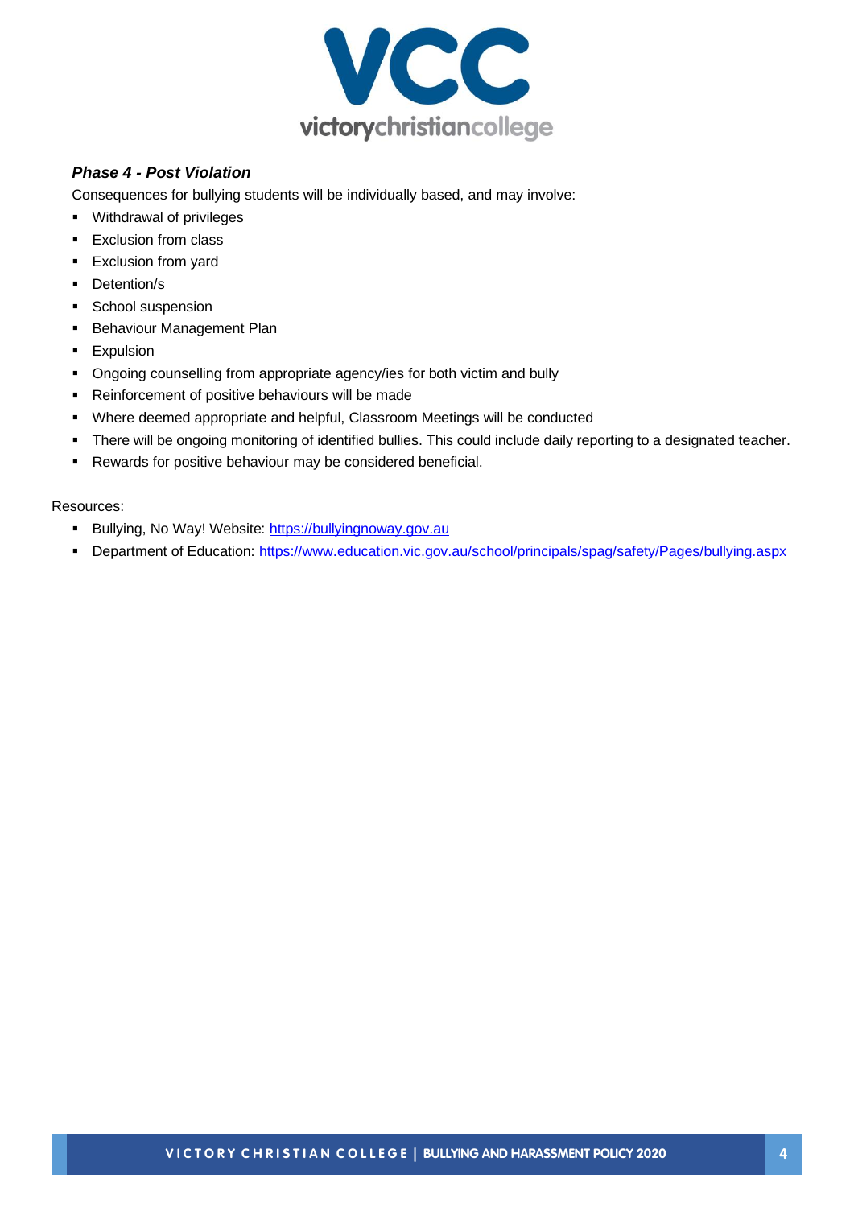### *Phase 4 - Post Violation*

Consequences for bullying students will be individually based, and may involve:

- Withdrawal of privileges
- Exclusion from class
- Exclusion from yard
- Detention/s
- School suspension
- Behaviour Management Plan
- Expulsion
- Ongoing counselling from appropriate agency/ies for both victim and bully
- Reinforcement of positive behaviours will be made
- Where deemed appropriate and helpful, Classroom Meetings will be conducted
- There will be ongoing monitoring of identified bullies. This could include daily reporting to a designated teacher.
- Rewards for positive behaviour may be considered beneficial.

Resources:

- Bullying, No Way! Website: [https://bullyingnoway.gov.au](https://bullyingnoway.gov.au)
- Department of Education: [https://www.education.vic.gov.au/school/principals/spag/safety/Pages/bullying.aspx](https://www.education.vic.gov.au/school/principals/spag/safety/Pages/bullying.aspx)